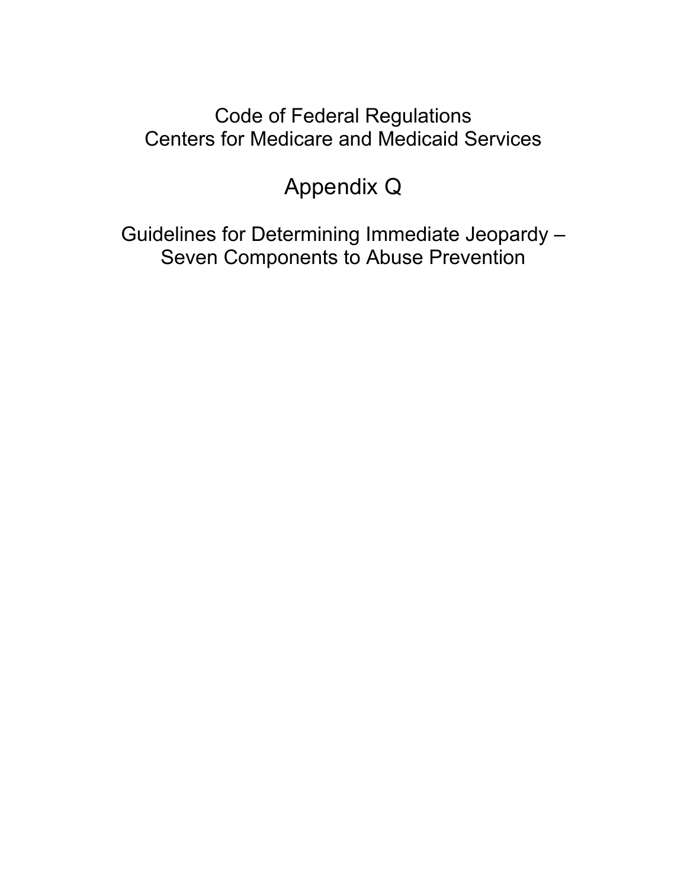Code of Federal Regulations
Centers for Medicare and Medicaid Services

# Appendix Q

## Guidelines for Determining Immediate Jeopardy – Seven Components to Abuse Prevention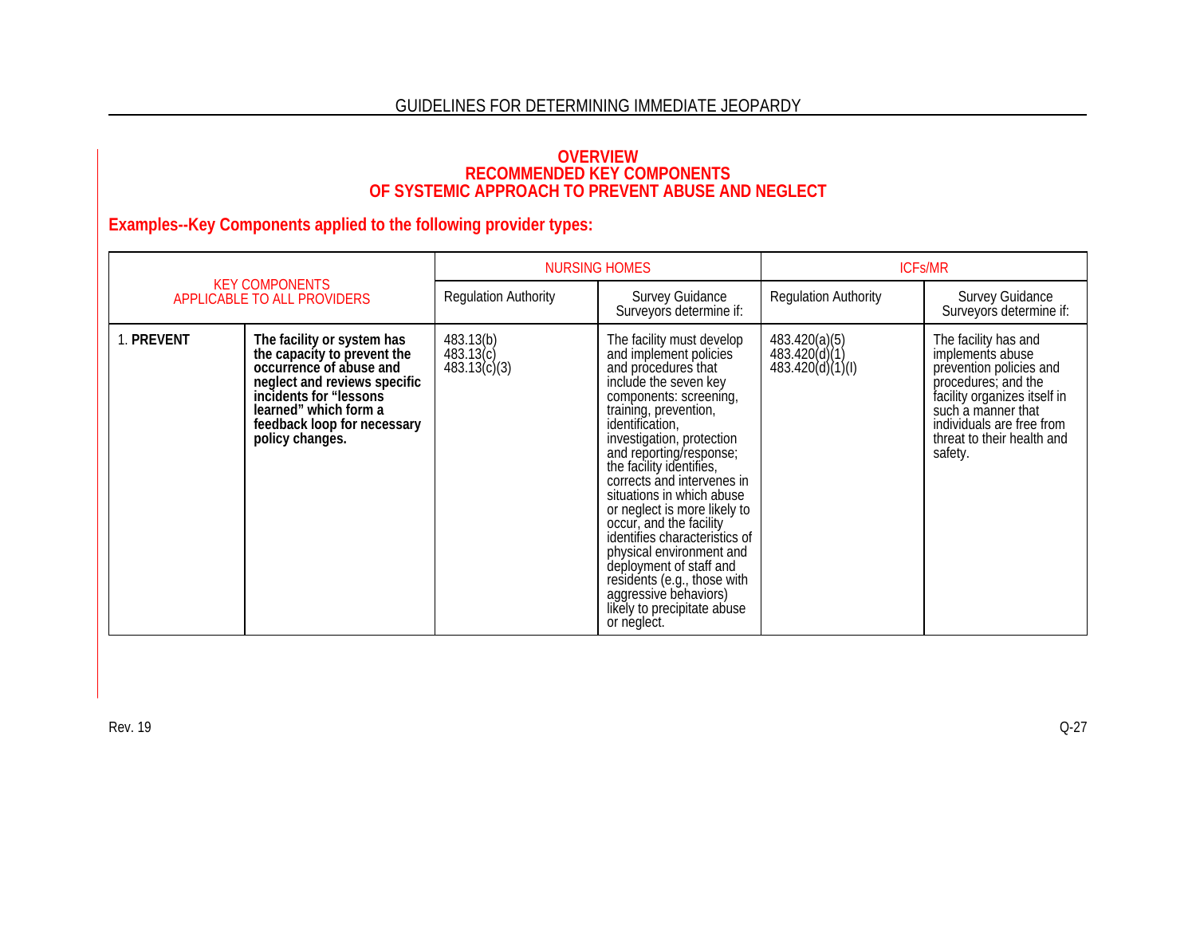## OVERVIEW
## RECOMMENDED KEY COMPONENTS
## OF SYSTEMIC APPROACH TO PREVENT ABUSE AND NEGLECT

### Examples--Key Components applied to the following provider types:

| KEY COMPONENTS APPLICABLE TO ALL PROVIDERS | | NURSING HOMES | | ICFs/MR | |
|---|---|---|---|---|---|
| | | Regulation Authority | Survey Guidance Surveyors determine if: | Regulation Authority | Survey Guidance Surveyors determine if: |
| 1. **PREVENT** | **The facility or system has the capacity to prevent the occurrence of abuse and neglect and reviews specific incidents for "lessons learned" which form a feedback loop for necessary policy changes.** | 483.13(b)<br>483.13(c)<br>483.13(c)(3) | The facility must develop and implement policies and procedures that include the seven key components: screening, training, prevention, identification, investigation, protection and reporting/response; the facility identifies, corrects and intervenes in situations in which abuse or neglect is more likely to occur, and the facility identifies characteristics of physical environment and deployment of staff and residents (e.g., those with aggressive behaviors) likely to precipitate abuse or neglect. | 483.420(a)(5)<br>483.420(d)(1)<br>483.420(d)(1)(I) | The facility has and implements abuse prevention policies and procedures; and the facility organizes itself in such a manner that individuals are free from threat to their health and safety. |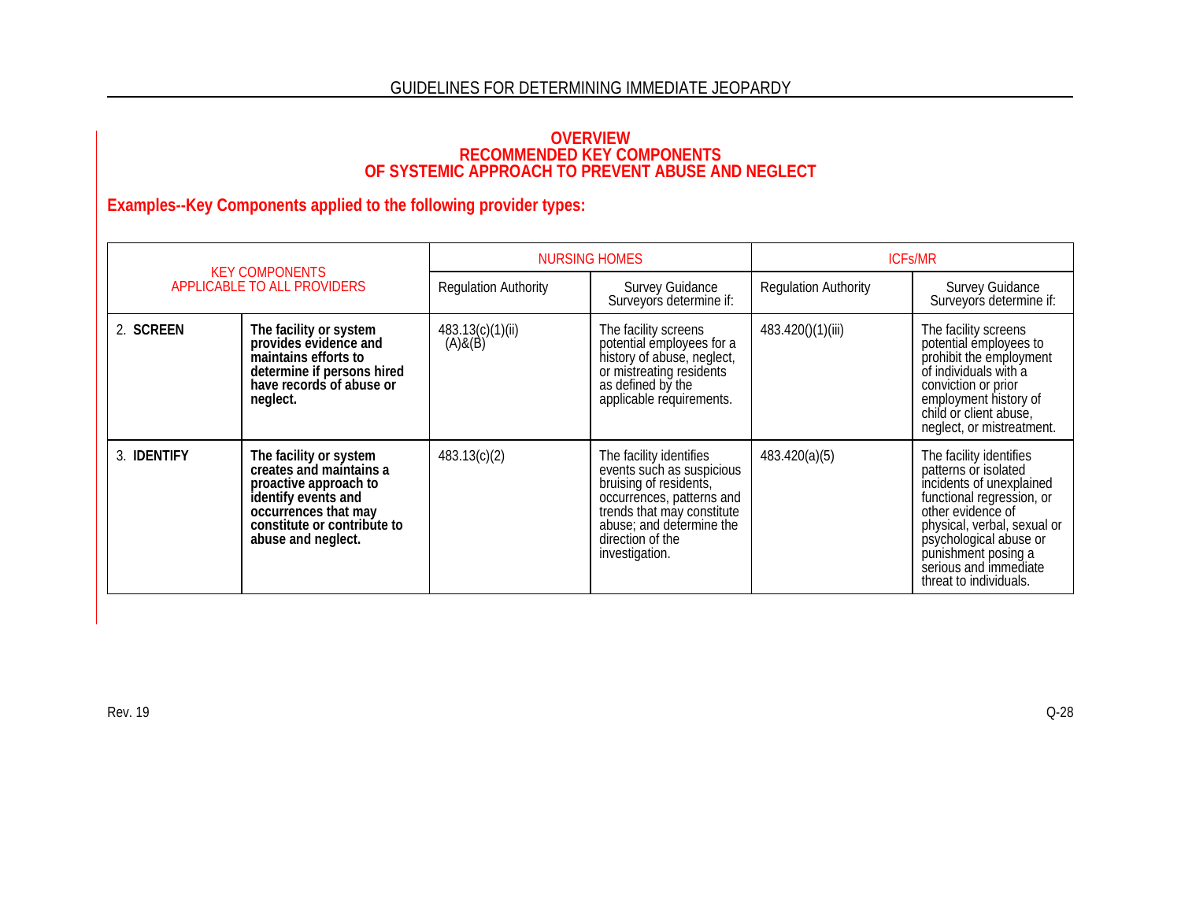**OVERVIEW**
**RECOMMENDED KEY COMPONENTS**
**OF SYSTEMIC APPROACH TO PREVENT ABUSE AND NEGLECT**

**Examples--Key Components applied to the following provider types:**

| KEY COMPONENTS APPLICABLE TO ALL PROVIDERS | | NURSING HOMES | | ICFs/MR | |
|---|---|---|---|---|---|
| | | Regulation Authority | Survey Guidance Surveyors determine if: | Regulation Authority | Survey Guidance Surveyors determine if: |
| 2. **SCREEN** | **The facility or system provides evidence and maintains efforts to determine if persons hired have records of abuse or neglect.** | 483.13(c)(1)(ii) (A)&(B) | The facility screens potential employees for a history of abuse, neglect, or mistreating residents as defined by the applicable requirements. | 483.420()(1)(iii) | The facility screens potential employees to prohibit the employment of individuals with a conviction or prior employment history of child or client abuse, neglect, or mistreatment. |
| 3. **IDENTIFY** | **The facility or system creates and maintains a proactive approach to identify events and occurrences that may constitute or contribute to abuse and neglect.** | 483.13(c)(2) | The facility identifies events such as suspicious bruising of residents, occurrences, patterns and trends that may constitute abuse; and determine the direction of the investigation. | 483.420(a)(5) | The facility identifies patterns or isolated incidents of unexplained functional regression, or other evidence of physical, verbal, sexual or psychological abuse or punishment posing a serious and immediate threat to individuals. |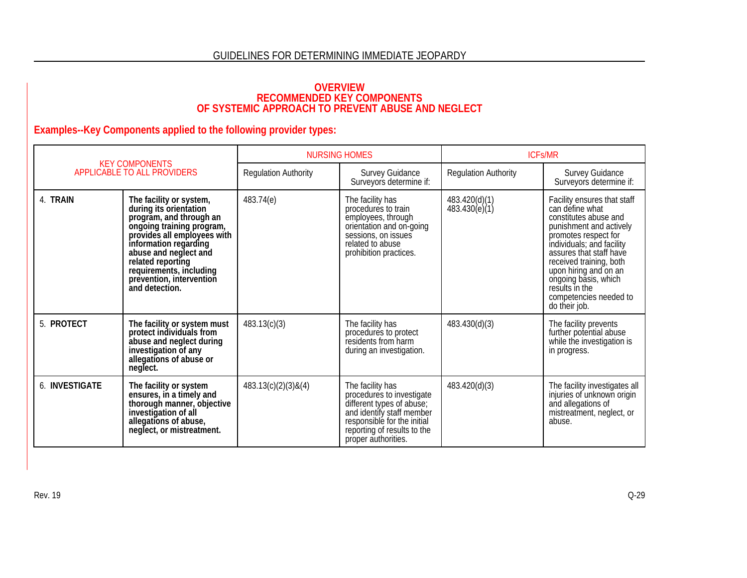## OVERVIEW
## RECOMMENDED KEY COMPONENTS
## OF SYSTEMIC APPROACH TO PREVENT ABUSE AND NEGLECT

**Examples--Key Components applied to the following provider types:**

| KEY COMPONENTS APPLICABLE TO ALL PROVIDERS | | NURSING HOMES | | ICFs/MR | |
|---|---|---|---|---|---|
| | | Regulation Authority | Survey Guidance Surveyors determine if: | Regulation Authority | Survey Guidance Surveyors determine if: |
| 4. **TRAIN** | **The facility or system, during its orientation program, and through an ongoing training program, provides all employees with information regarding abuse and neglect and related reporting requirements, including prevention, intervention and detection.** | 483.74(e) | The facility has procedures to train employees, through orientation and on-going sessions, on issues related to abuse prohibition practices. | 483.420(d)(1) 483.430(e)(1) | Facility ensures that staff can define what constitutes abuse and punishment and actively promotes respect for individuals; and facility assures that staff have received training, both upon hiring and on an ongoing basis, which results in the competencies needed to do their job. |
| 5. **PROTECT** | **The facility or system must protect individuals from abuse and neglect during investigation of any allegations of abuse or neglect.** | 483.13(c)(3) | The facility has procedures to protect residents from harm during an investigation. | 483.430(d)(3) | The facility prevents further potential abuse while the investigation is in progress. |
| 6. **INVESTIGATE** | **The facility or system ensures, in a timely and thorough manner, objective investigation of all allegations of abuse, neglect, or mistreatment.** | 483.13(c)(2)(3)&(4) | The facility has procedures to investigate different types of abuse; and identify staff member responsible for the initial reporting of results to the proper authorities. | 483.420(d)(3) | The facility investigates all injuries of unknown origin and allegations of mistreatment, neglect, or abuse. |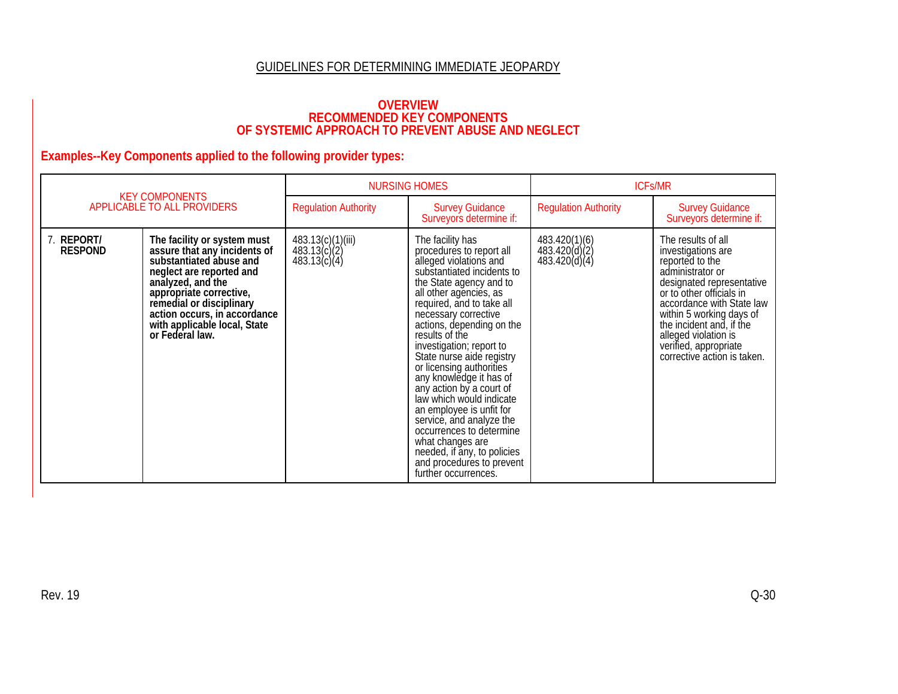GUIDELINES FOR DETERMINING IMMEDIATE JEOPARDY

## OVERVIEW
## RECOMMENDED KEY COMPONENTS
## OF SYSTEMIC APPROACH TO PREVENT ABUSE AND NEGLECT

### Examples--Key Components applied to the following provider types:

| KEY COMPONENTS APPLICABLE TO ALL PROVIDERS | | NURSING HOMES | | ICFs/MR | |
|---|---|---|---|---|---|
| | | Regulation Authority | Survey Guidance Surveyors determine if: | Regulation Authority | Survey Guidance Surveyors determine if: |
| 7. **REPORT/ RESPOND** | **The facility or system must assure that any incidents of substantiated abuse and neglect are reported and analyzed, and the appropriate corrective, remedial or disciplinary action occurs, in accordance with applicable local, State or Federal law.** | 483.13(c)(1)(iii)<br>483.13(c)(2)<br>483.13(c)(4) | The facility has procedures to report all alleged violations and substantiated incidents to the State agency and to all other agencies, as required, and to take all necessary corrective actions, depending on the results of the investigation; report to State nurse aide registry or licensing authorities any knowledge it has of any action by a court of law which would indicate an employee is unfit for service, and analyze the occurrences to determine what changes are needed, if any, to policies and procedures to prevent further occurrences. | 483.420(1)(6)<br>483.420(d)(2)<br>483.420(d)(4) | The results of all investigations are reported to the administrator or designated representative or to other officials in accordance with State law within 5 working days of the incident and, if the alleged violation is verified, appropriate corrective action is taken. |

Rev. 19